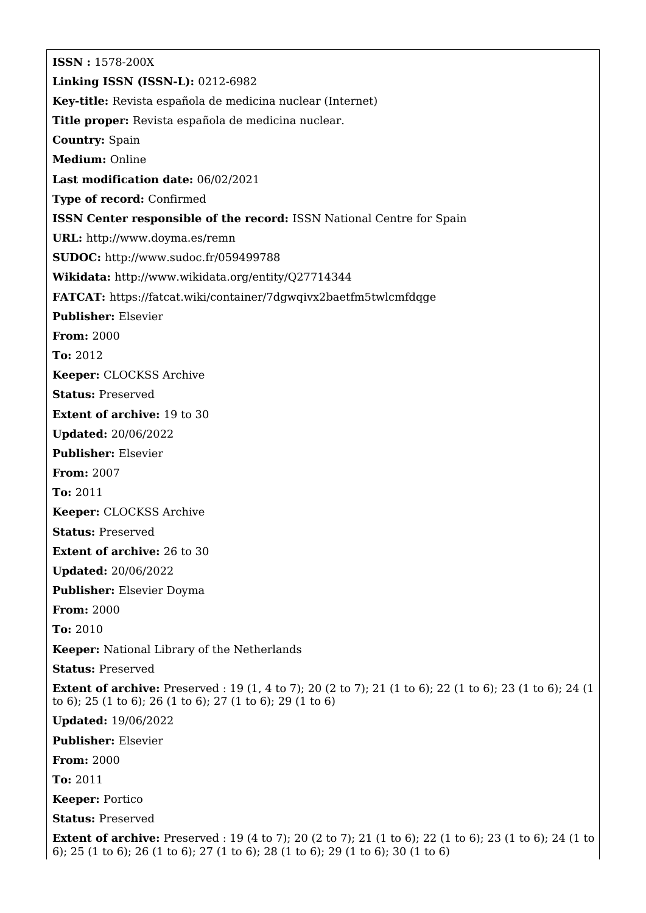**ISSN :** 1578-200X

**Linking ISSN (ISSN-L):** 0212-6982

**Key-title:** Revista española de medicina nuclear (Internet)

**Title proper:** Revista española de medicina nuclear.

**Country:** Spain

**Medium:** Online

**Last modification date:** 06/02/2021

**Type of record:** Confirmed

**ISSN Center responsible of the record:** ISSN National Centre for Spain

**URL:** http://www.doyma.es/remn

**SUDOC:** http://www.sudoc.fr/059499788

**Wikidata:** http://www.wikidata.org/entity/Q27714344

**FATCAT:** https://fatcat.wiki/container/7dgwqivx2baetfm5twlcmfdqge

**Publisher:** Elsevier

**From:** 2000

**To:** 2012

**Keeper:** CLOCKSS Archive

**Status:** Preserved

**Extent of archive:** 19 to 30

**Updated:** 20/06/2022

**Publisher:** Elsevier

**From:** 2007

**To:** 2011

**Keeper:** CLOCKSS Archive

**Status:** Preserved

**Extent of archive:** 26 to 30

**Updated:** 20/06/2022

**Publisher:** Elsevier Doyma

**From:** 2000

**To:** 2010

**Keeper:** National Library of the Netherlands

**Status:** Preserved

**Extent of archive:** Preserved : 19 (1, 4 to 7); 20 (2 to 7); 21 (1 to 6); 22 (1 to 6); 23 (1 to 6); 24 (1 to 6); 25 (1 to 6); 26 (1 to 6); 27 (1 to 6); 29 (1 to 6)

**Updated:** 19/06/2022

**Publisher:** Elsevier

**From:** 2000

**To:** 2011

**Keeper:** Portico

**Status:** Preserved

**Extent of archive:** Preserved : 19 (4 to 7); 20 (2 to 7); 21 (1 to 6); 22 (1 to 6); 23 (1 to 6); 24 (1 to 6); 25 (1 to 6); 26 (1 to 6); 27 (1 to 6); 28 (1 to 6); 29 (1 to 6); 30 (1 to 6)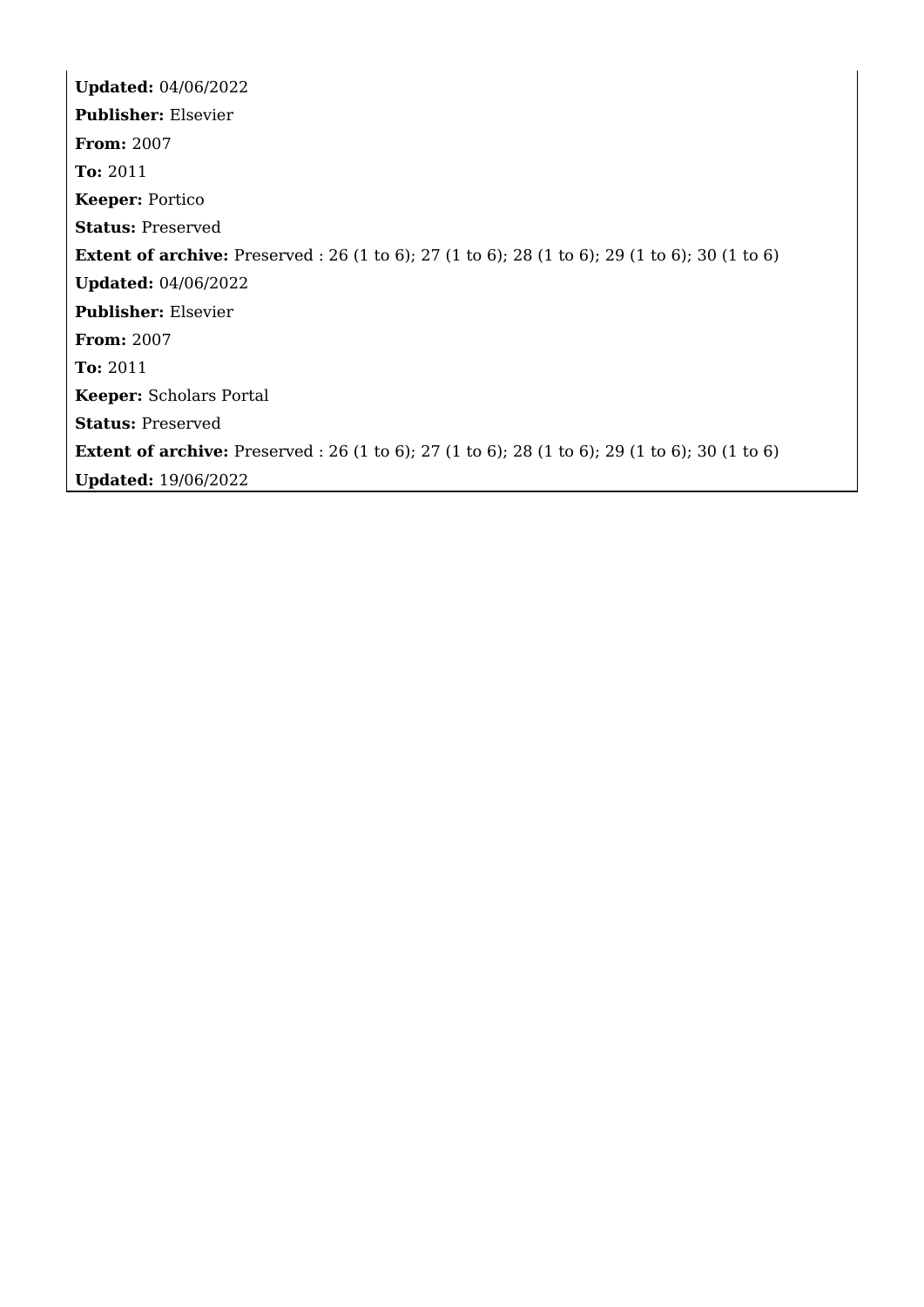**Updated:** 04/06/2022

**Publisher:** Elsevier

**From:** 2007

**To:** 2011

**Keeper:** Portico

**Status:** Preserved

**Extent of archive:** Preserved : 26 (1 to 6); 27 (1 to 6); 28 (1 to 6); 29 (1 to 6); 30 (1 to 6)

**Updated:** 04/06/2022

**Publisher:** Elsevier

**From:** 2007

**To:** 2011

**Keeper:** Scholars Portal

**Status:** Preserved

**Extent of archive:** Preserved : 26 (1 to 6); 27 (1 to 6); 28 (1 to 6); 29 (1 to 6); 30 (1 to 6)

**Updated:** 19/06/2022